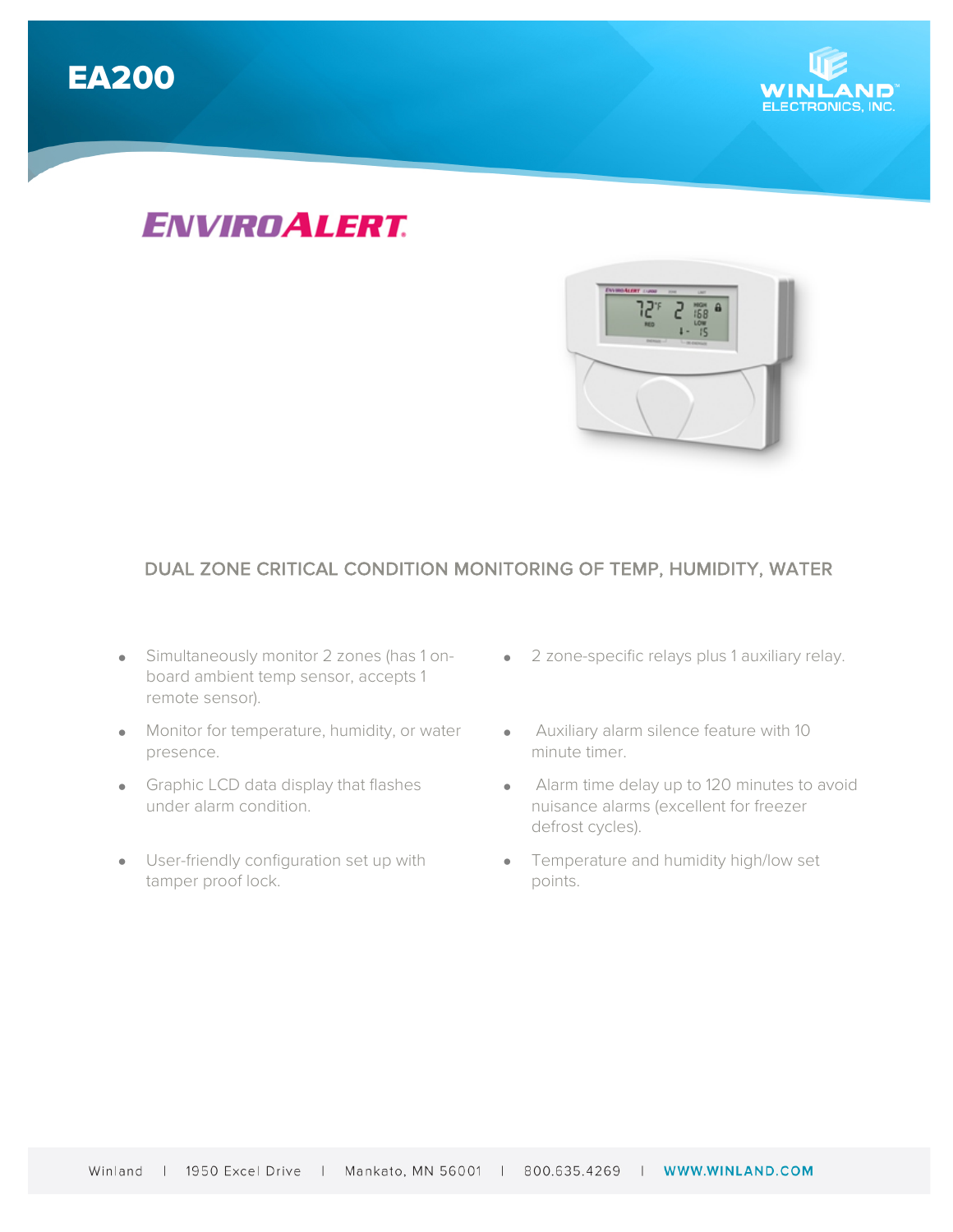# EA200

WINLAND™ ELECTRONICS, INC.

## ENVIROALERT

### DUAL ZONE CRITICAL CONDITION MONITORING OF TEMP, HUMIDITY, WATER

- Simultaneously monitor 2 zones (has 1 on-board ambient temp sensor, accepts 1 remote sensor).
- Monitor for temperature, humidity, or water presence.
- Graphic LCD data display that flashes under alarm condition.
- User-friendly configuration set up with tamper proof lock.
- 2 zone-specific relays plus 1 auxiliary relay.
- Auxiliary alarm silence feature with 10 minute timer.
- Alarm time delay up to 120 minutes to avoid nuisance alarms (excellent for freezer defrost cycles).
- Temperature and humidity high/low set points.

Winland | 1950 Excel Drive | Mankato, MN 56001 | 800.635.4269 | WWW.WINLAND.COM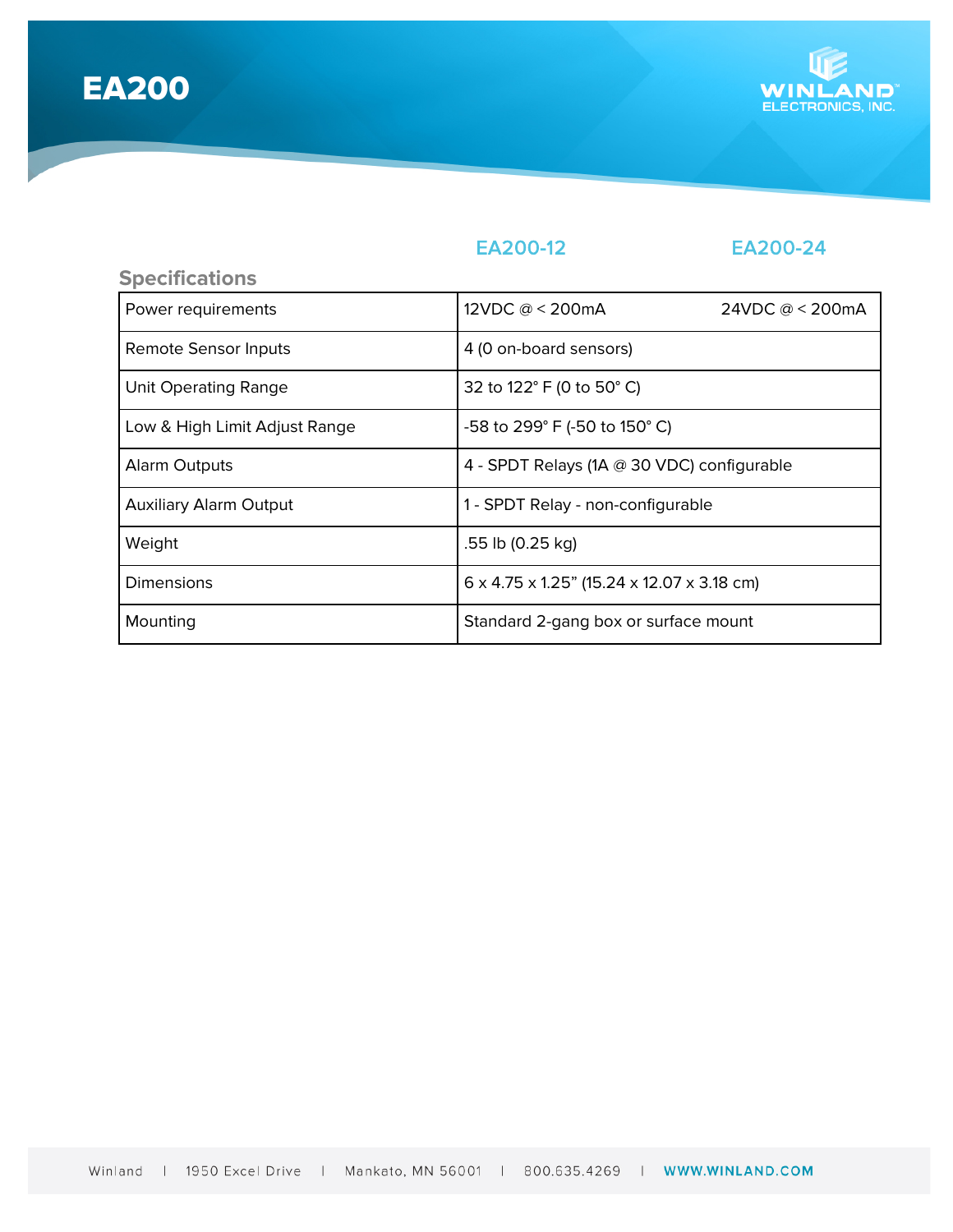# EA200

## Specifications

| | EA200-12 | EA200-24 |
|---|---|---|
| Power requirements | 12VDC @ < 200mA | 24VDC @ < 200mA |
| Remote Sensor Inputs | 4 (0 on-board sensors) | |
| Unit Operating Range | 32 to 122° F (0 to 50° C) | |
| Low & High Limit Adjust Range | -58 to 299° F (-50 to 150° C) | |
| Alarm Outputs | 4 - SPDT Relays (1A @ 30 VDC) configurable | |
| Auxiliary Alarm Output | 1 - SPDT Relay - non-configurable | |
| Weight | .55 lb (0.25 kg) | |
| Dimensions | 6 x 4.75 x 1.25" (15.24 x 12.07 x 3.18 cm) | |
| Mounting | Standard 2-gang box or surface mount | |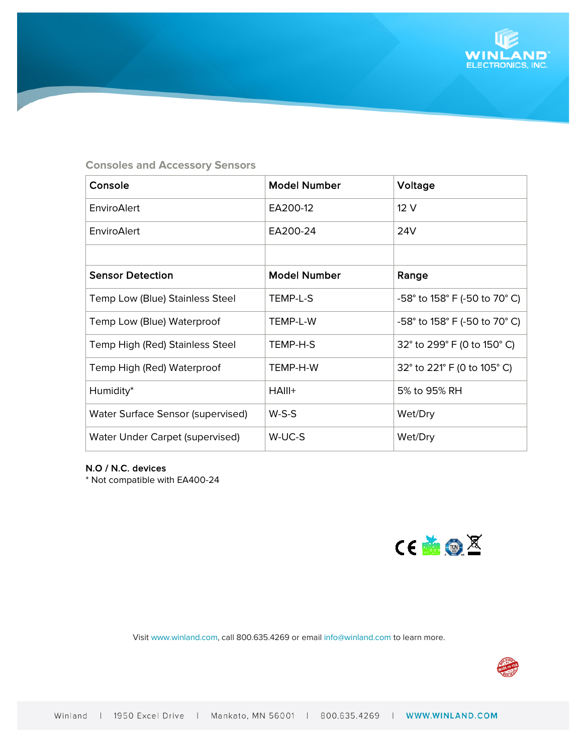### Consoles and Accessory Sensors

| Console | Model Number | Voltage |
|---|---|---|
| EnviroAlert | EA200-12 | 12 V |
| EnviroAlert | EA200-24 | 24V |
| | | |
| **Sensor Detection** | **Model Number** | **Range** |
| Temp Low (Blue) Stainless Steel | TEMP-L-S | -58° to 158° F (-50 to 70° C) |
| Temp Low (Blue) Waterproof | TEMP-L-W | -58° to 158° F (-50 to 70° C) |
| Temp High (Red) Stainless Steel | TEMP-H-S | 32° to 299° F (0 to 150° C) |
| Temp High (Red) Waterproof | TEMP-H-W | 32° to 221° F (0 to 105° C) |
| Humidity* | HAIII+ | 5% to 95% RH |
| Water Surface Sensor (supervised) | W-S-S | Wet/Dry |
| Water Under Carpet (supervised) | W-UC-S | Wet/Dry |

**N.O / N.C. devices**

* Not compatible with EA400-24

Visit www.winland.com, call 800.635.4269 or email info@winland.com to learn more.